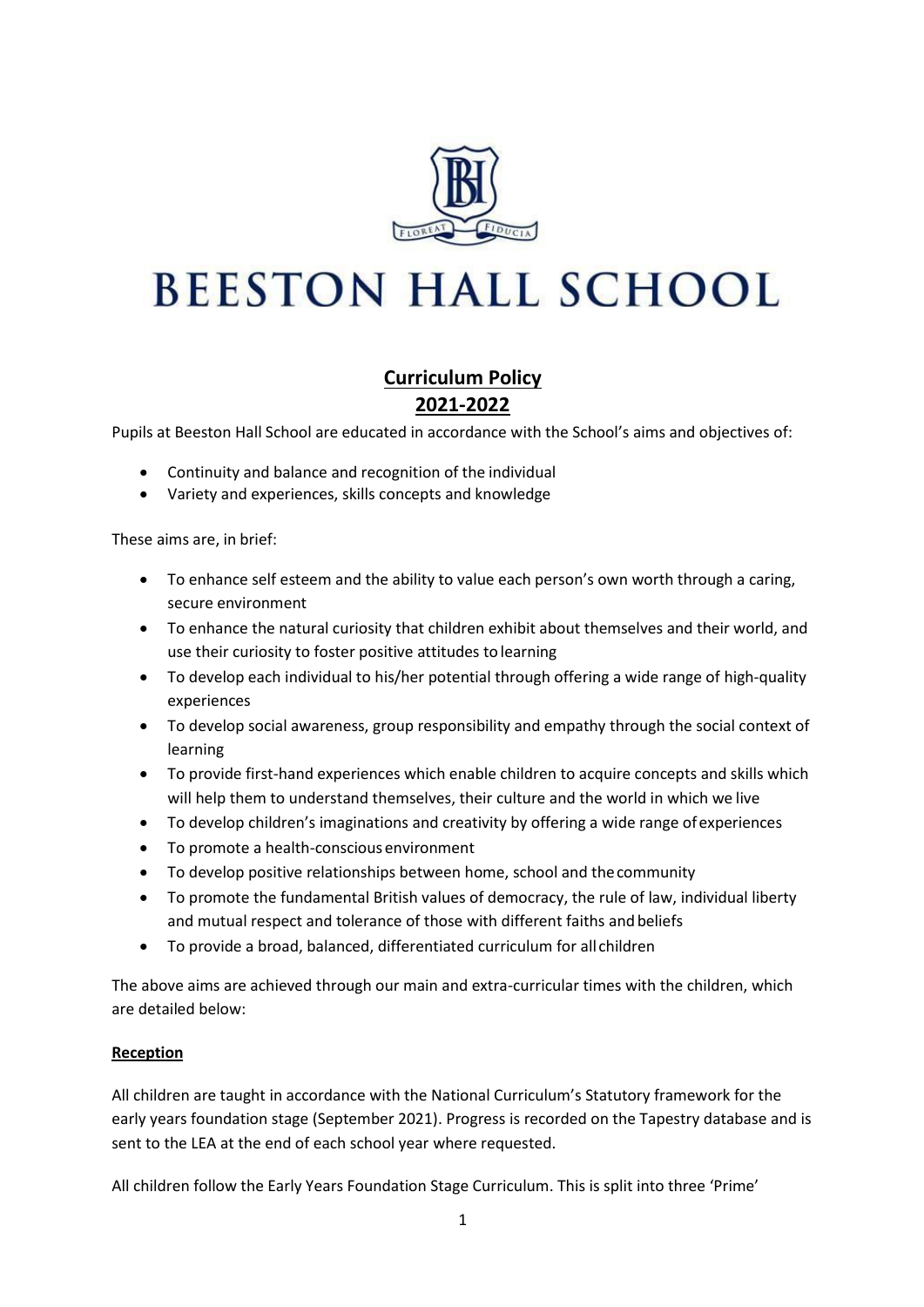# BEESTON HALL SCHOOL

## Curriculum Policy
## 2021-2022

Pupils at Beeston Hall School are educated in accordance with the School's aims and objectives of:

- Continuity and balance and recognition of the individual
- Variety and experiences, skills concepts and knowledge

These aims are, in brief:

- To enhance self esteem and the ability to value each person's own worth through a caring, secure environment
- To enhance the natural curiosity that children exhibit about themselves and their world, and use their curiosity to foster positive attitudes to learning
- To develop each individual to his/her potential through offering a wide range of high-quality experiences
- To develop social awareness, group responsibility and empathy through the social context of learning
- To provide first-hand experiences which enable children to acquire concepts and skills which will help them to understand themselves, their culture and the world in which we live
- To develop children's imaginations and creativity by offering a wide range of experiences
- To promote a health-conscious environment
- To develop positive relationships between home, school and the community
- To promote the fundamental British values of democracy, the rule of law, individual liberty and mutual respect and tolerance of those with different faiths and beliefs
- To provide a broad, balanced, differentiated curriculum for all children

The above aims are achieved through our main and extra-curricular times with the children, which are detailed below:

**Reception**

All children are taught in accordance with the National Curriculum's Statutory framework for the early years foundation stage (September 2021). Progress is recorded on the Tapestry database and is sent to the LEA at the end of each school year where requested.

All children follow the Early Years Foundation Stage Curriculum. This is split into three 'Prime'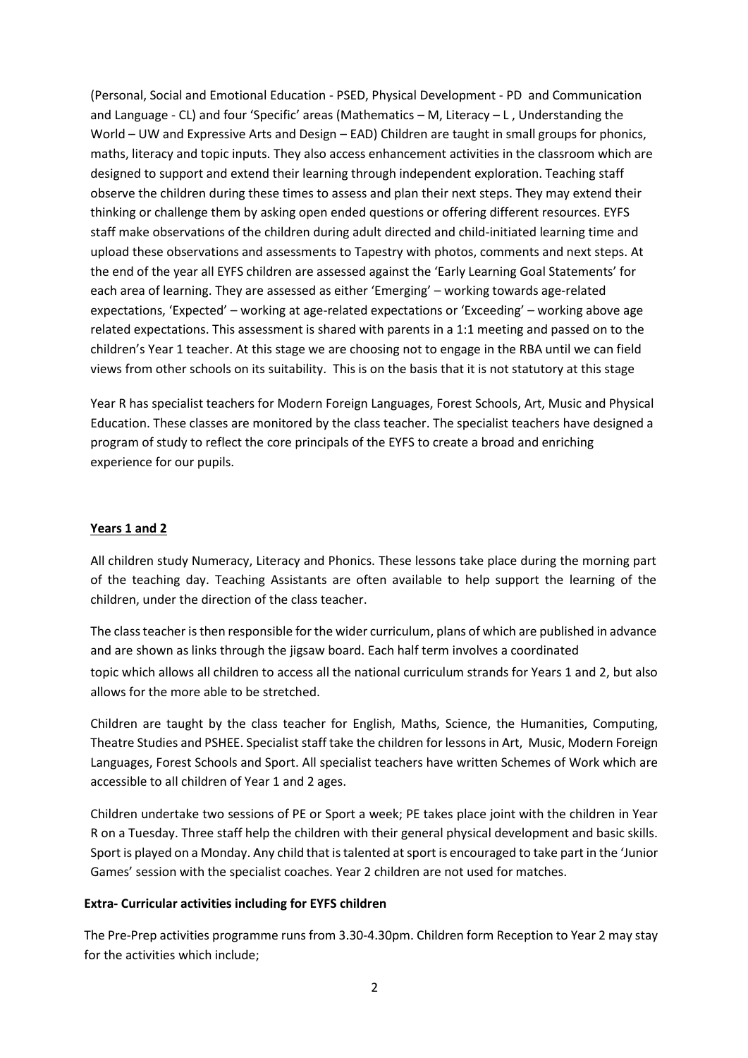(Personal, Social and Emotional Education - PSED, Physical Development - PD and Communication and Language - CL) and four 'Specific' areas (Mathematics – M, Literacy – L , Understanding the World – UW and Expressive Arts and Design – EAD) Children are taught in small groups for phonics, maths, literacy and topic inputs. They also access enhancement activities in the classroom which are designed to support and extend their learning through independent exploration. Teaching staff observe the children during these times to assess and plan their next steps. They may extend their thinking or challenge them by asking open ended questions or offering different resources. EYFS staff make observations of the children during adult directed and child-initiated learning time and upload these observations and assessments to Tapestry with photos, comments and next steps. At the end of the year all EYFS children are assessed against the 'Early Learning Goal Statements' for each area of learning. They are assessed as either 'Emerging' – working towards age-related expectations, 'Expected' – working at age-related expectations or 'Exceeding' – working above age related expectations. This assessment is shared with parents in a 1:1 meeting and passed on to the children's Year 1 teacher. At this stage we are choosing not to engage in the RBA until we can field views from other schools on its suitability. This is on the basis that it is not statutory at this stage

Year R has specialist teachers for Modern Foreign Languages, Forest Schools, Art, Music and Physical Education. These classes are monitored by the class teacher. The specialist teachers have designed a program of study to reflect the core principals of the EYFS to create a broad and enriching experience for our pupils.

**Years 1 and 2**

All children study Numeracy, Literacy and Phonics. These lessons take place during the morning part of the teaching day. Teaching Assistants are often available to help support the learning of the children, under the direction of the class teacher.

The class teacher is then responsible for the wider curriculum, plans of which are published in advance and are shown as links through the jigsaw board. Each half term involves a coordinated topic which allows all children to access all the national curriculum strands for Years 1 and 2, but also allows for the more able to be stretched.

Children are taught by the class teacher for English, Maths, Science, the Humanities, Computing, Theatre Studies and PSHEE. Specialist staff take the children for lessons in Art, Music, Modern Foreign Languages, Forest Schools and Sport. All specialist teachers have written Schemes of Work which are accessible to all children of Year 1 and 2 ages.

Children undertake two sessions of PE or Sport a week; PE takes place joint with the children in Year R on a Tuesday. Three staff help the children with their general physical development and basic skills. Sport is played on a Monday. Any child that is talented at sport is encouraged to take part in the 'Junior Games' session with the specialist coaches. Year 2 children are not used for matches.

**Extra- Curricular activities including for EYFS children**

The Pre-Prep activities programme runs from 3.30-4.30pm. Children form Reception to Year 2 may stay for the activities which include;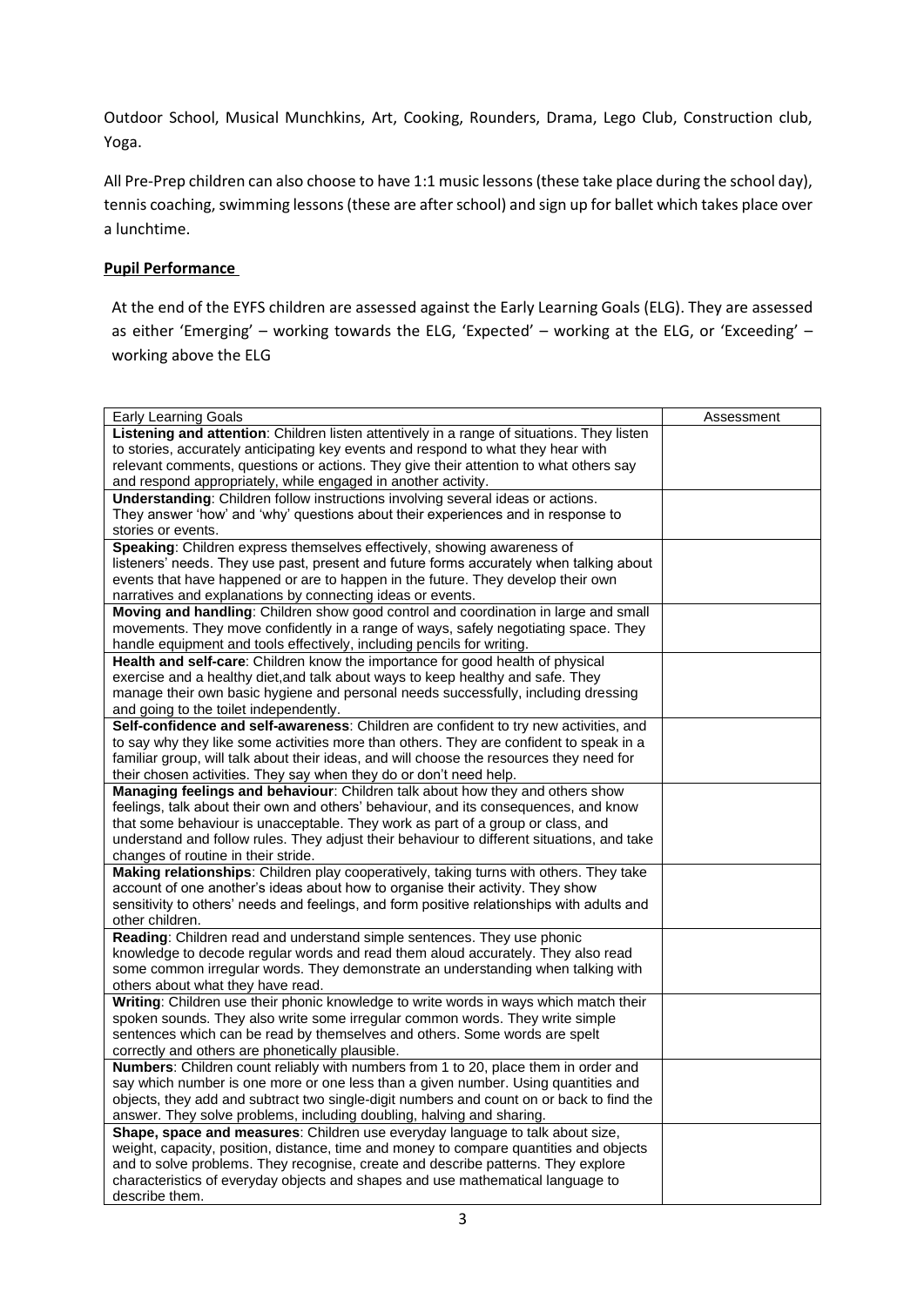Outdoor School, Musical Munchkins, Art, Cooking, Rounders, Drama, Lego Club, Construction club, Yoga.

All Pre-Prep children can also choose to have 1:1 music lessons (these take place during the school day), tennis coaching, swimming lessons (these are after school) and sign up for ballet which takes place over a lunchtime.

**Pupil Performance**

At the end of the EYFS children are assessed against the Early Learning Goals (ELG). They are assessed as either 'Emerging' – working towards the ELG, 'Expected' – working at the ELG, or 'Exceeding' – working above the ELG

| Early Learning Goals | Assessment |
|---|---|
| **Listening and attention**: Children listen attentively in a range of situations. They listen to stories, accurately anticipating key events and respond to what they hear with relevant comments, questions or actions. They give their attention to what others say and respond appropriately, while engaged in another activity. | |
| **Understanding**: Children follow instructions involving several ideas or actions. They answer 'how' and 'why' questions about their experiences and in response to stories or events. | |
| **Speaking**: Children express themselves effectively, showing awareness of listeners' needs. They use past, present and future forms accurately when talking about events that have happened or are to happen in the future. They develop their own narratives and explanations by connecting ideas or events. | |
| **Moving and handling**: Children show good control and coordination in large and small movements. They move confidently in a range of ways, safely negotiating space. They handle equipment and tools effectively, including pencils for writing. | |
| **Health and self-care**: Children know the importance for good health of physical exercise and a healthy diet,and talk about ways to keep healthy and safe. They manage their own basic hygiene and personal needs successfully, including dressing and going to the toilet independently. | |
| **Self-confidence and self-awareness**: Children are confident to try new activities, and to say why they like some activities more than others. They are confident to speak in a familiar group, will talk about their ideas, and will choose the resources they need for their chosen activities. They say when they do or don't need help. | |
| **Managing feelings and behaviour**: Children talk about how they and others show feelings, talk about their own and others' behaviour, and its consequences, and know that some behaviour is unacceptable. They work as part of a group or class, and understand and follow rules. They adjust their behaviour to different situations, and take changes of routine in their stride. | |
| **Making relationships**: Children play cooperatively, taking turns with others. They take account of one another's ideas about how to organise their activity. They show sensitivity to others' needs and feelings, and form positive relationships with adults and other children. | |
| **Reading**: Children read and understand simple sentences. They use phonic knowledge to decode regular words and read them aloud accurately. They also read some common irregular words. They demonstrate an understanding when talking with others about what they have read. | |
| **Writing**: Children use their phonic knowledge to write words in ways which match their spoken sounds. They also write some irregular common words. They write simple sentences which can be read by themselves and others. Some words are spelt correctly and others are phonetically plausible. | |
| **Numbers**: Children count reliably with numbers from 1 to 20, place them in order and say which number is one more or one less than a given number. Using quantities and objects, they add and subtract two single-digit numbers and count on or back to find the answer. They solve problems, including doubling, halving and sharing. | |
| **Shape, space and measures**: Children use everyday language to talk about size, weight, capacity, position, distance, time and money to compare quantities and objects and to solve problems. They recognise, create and describe patterns. They explore characteristics of everyday objects and shapes and use mathematical language to describe them. | |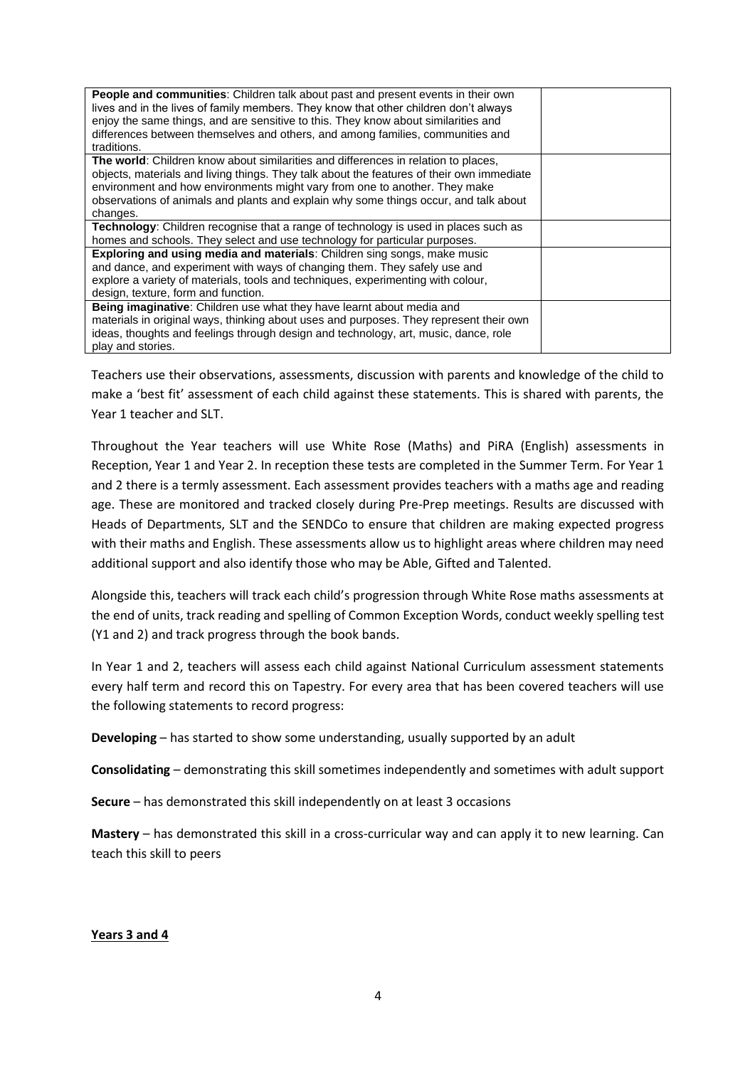| | |
|---|---|
| **People and communities**: Children talk about past and present events in their own lives and in the lives of family members. They know that other children don't always enjoy the same things, and are sensitive to this. They know about similarities and differences between themselves and others, and among families, communities and traditions. | |
| **The world**: Children know about similarities and differences in relation to places, objects, materials and living things. They talk about the features of their own immediate environment and how environments might vary from one to another. They make observations of animals and plants and explain why some things occur, and talk about changes. | |
| **Technology**: Children recognise that a range of technology is used in places such as homes and schools. They select and use technology for particular purposes. | |
| **Exploring and using media and materials**: Children sing songs, make music and dance, and experiment with ways of changing them. They safely use and explore a variety of materials, tools and techniques, experimenting with colour, design, texture, form and function. | |
| **Being imaginative**: Children use what they have learnt about media and materials in original ways, thinking about uses and purposes. They represent their own ideas, thoughts and feelings through design and technology, art, music, dance, role play and stories. | |

Teachers use their observations, assessments, discussion with parents and knowledge of the child to make a 'best fit' assessment of each child against these statements. This is shared with parents, the Year 1 teacher and SLT.

Throughout the Year teachers will use White Rose (Maths) and PiRA (English) assessments in Reception, Year 1 and Year 2. In reception these tests are completed in the Summer Term. For Year 1 and 2 there is a termly assessment. Each assessment provides teachers with a maths age and reading age. These are monitored and tracked closely during Pre-Prep meetings. Results are discussed with Heads of Departments, SLT and the SENDCo to ensure that children are making expected progress with their maths and English. These assessments allow us to highlight areas where children may need additional support and also identify those who may be Able, Gifted and Talented.

Alongside this, teachers will track each child's progression through White Rose maths assessments at the end of units, track reading and spelling of Common Exception Words, conduct weekly spelling test (Y1 and 2) and track progress through the book bands.

In Year 1 and 2, teachers will assess each child against National Curriculum assessment statements every half term and record this on Tapestry. For every area that has been covered teachers will use the following statements to record progress:

**Developing** – has started to show some understanding, usually supported by an adult

**Consolidating** – demonstrating this skill sometimes independently and sometimes with adult support

**Secure** – has demonstrated this skill independently on at least 3 occasions

**Mastery** – has demonstrated this skill in a cross-curricular way and can apply it to new learning. Can teach this skill to peers

**Years 3 and 4**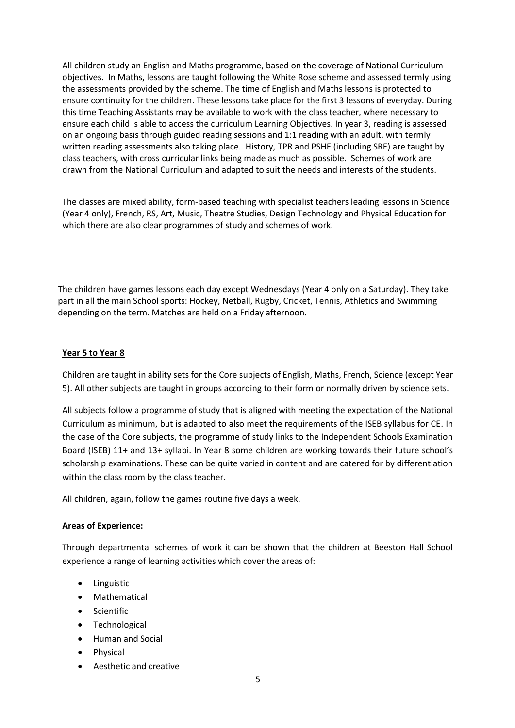All children study an English and Maths programme, based on the coverage of National Curriculum objectives. In Maths, lessons are taught following the White Rose scheme and assessed termly using the assessments provided by the scheme. The time of English and Maths lessons is protected to ensure continuity for the children. These lessons take place for the first 3 lessons of everyday. During this time Teaching Assistants may be available to work with the class teacher, where necessary to ensure each child is able to access the curriculum Learning Objectives. In year 3, reading is assessed on an ongoing basis through guided reading sessions and 1:1 reading with an adult, with termly written reading assessments also taking place. History, TPR and PSHE (including SRE) are taught by class teachers, with cross curricular links being made as much as possible. Schemes of work are drawn from the National Curriculum and adapted to suit the needs and interests of the students.

The classes are mixed ability, form-based teaching with specialist teachers leading lessons in Science (Year 4 only), French, RS, Art, Music, Theatre Studies, Design Technology and Physical Education for which there are also clear programmes of study and schemes of work.

The children have games lessons each day except Wednesdays (Year 4 only on a Saturday). They take part in all the main School sports: Hockey, Netball, Rugby, Cricket, Tennis, Athletics and Swimming depending on the term. Matches are held on a Friday afternoon.

**Year 5 to Year 8**

Children are taught in ability sets for the Core subjects of English, Maths, French, Science (except Year 5). All other subjects are taught in groups according to their form or normally driven by science sets.

All subjects follow a programme of study that is aligned with meeting the expectation of the National Curriculum as minimum, but is adapted to also meet the requirements of the ISEB syllabus for CE. In the case of the Core subjects, the programme of study links to the Independent Schools Examination Board (ISEB) 11+ and 13+ syllabi. In Year 8 some children are working towards their future school's scholarship examinations. These can be quite varied in content and are catered for by differentiation within the class room by the class teacher.

All children, again, follow the games routine five days a week.

**Areas of Experience:**

Through departmental schemes of work it can be shown that the children at Beeston Hall School experience a range of learning activities which cover the areas of:

- Linguistic
- Mathematical
- Scientific
- Technological
- Human and Social
- Physical
- Aesthetic and creative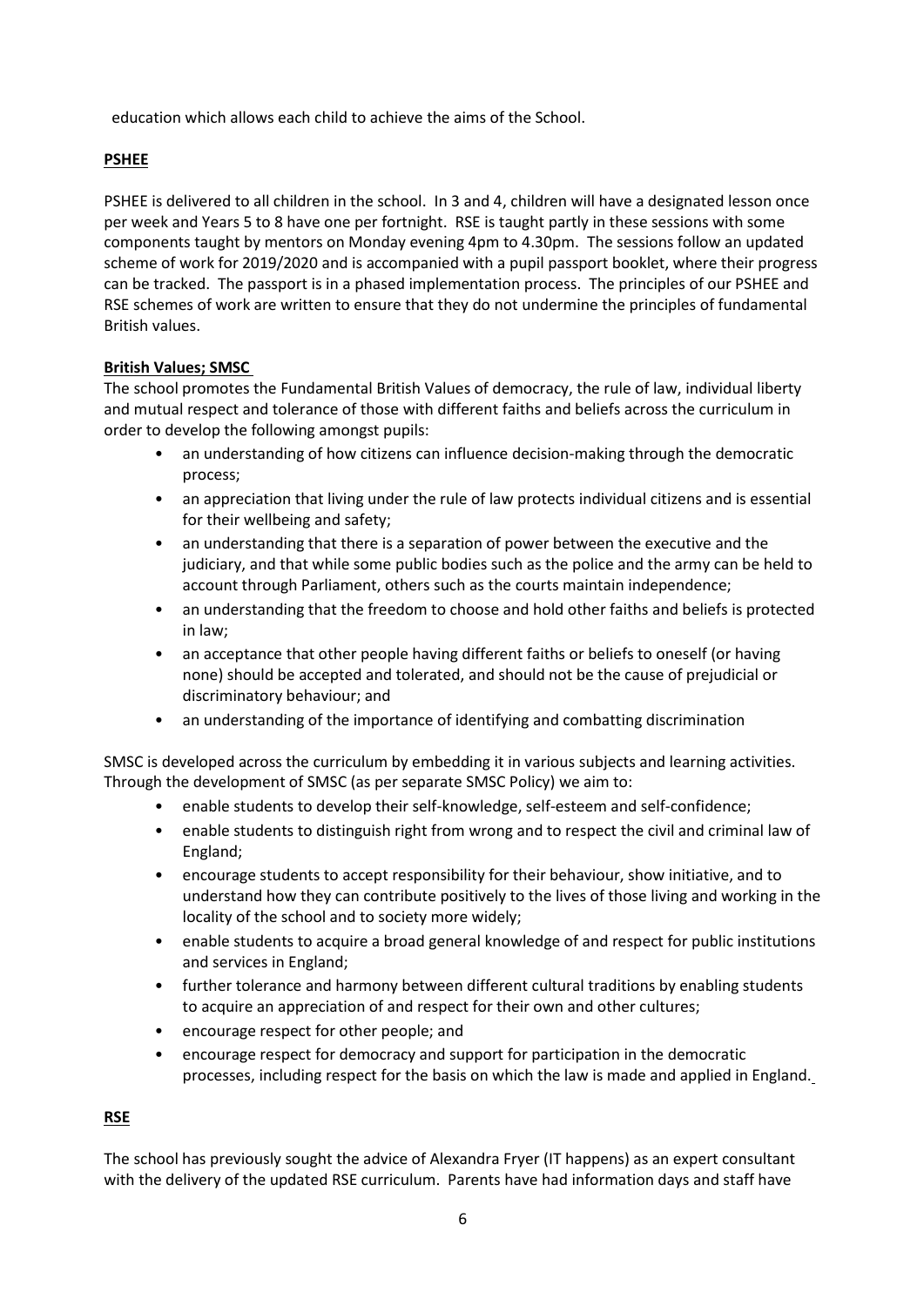education which allows each child to achieve the aims of the School.

## PSHEE

PSHEE is delivered to all children in the school. In 3 and 4, children will have a designated lesson once per week and Years 5 to 8 have one per fortnight. RSE is taught partly in these sessions with some components taught by mentors on Monday evening 4pm to 4.30pm. The sessions follow an updated scheme of work for 2019/2020 and is accompanied with a pupil passport booklet, where their progress can be tracked. The passport is in a phased implementation process. The principles of our PSHEE and RSE schemes of work are written to ensure that they do not undermine the principles of fundamental British values.

## British Values; SMSC

The school promotes the Fundamental British Values of democracy, the rule of law, individual liberty and mutual respect and tolerance of those with different faiths and beliefs across the curriculum in order to develop the following amongst pupils:

- an understanding of how citizens can influence decision-making through the democratic process;
- an appreciation that living under the rule of law protects individual citizens and is essential for their wellbeing and safety;
- an understanding that there is a separation of power between the executive and the judiciary, and that while some public bodies such as the police and the army can be held to account through Parliament, others such as the courts maintain independence;
- an understanding that the freedom to choose and hold other faiths and beliefs is protected in law;
- an acceptance that other people having different faiths or beliefs to oneself (or having none) should be accepted and tolerated, and should not be the cause of prejudicial or discriminatory behaviour; and
- an understanding of the importance of identifying and combatting discrimination

SMSC is developed across the curriculum by embedding it in various subjects and learning activities. Through the development of SMSC (as per separate SMSC Policy) we aim to:

- enable students to develop their self-knowledge, self-esteem and self-confidence;
- enable students to distinguish right from wrong and to respect the civil and criminal law of England;
- encourage students to accept responsibility for their behaviour, show initiative, and to understand how they can contribute positively to the lives of those living and working in the locality of the school and to society more widely;
- enable students to acquire a broad general knowledge of and respect for public institutions and services in England;
- further tolerance and harmony between different cultural traditions by enabling students to acquire an appreciation of and respect for their own and other cultures;
- encourage respect for other people; and
- encourage respect for democracy and support for participation in the democratic processes, including respect for the basis on which the law is made and applied in England.

## RSE

The school has previously sought the advice of Alexandra Fryer (IT happens) as an expert consultant with the delivery of the updated RSE curriculum. Parents have had information days and staff have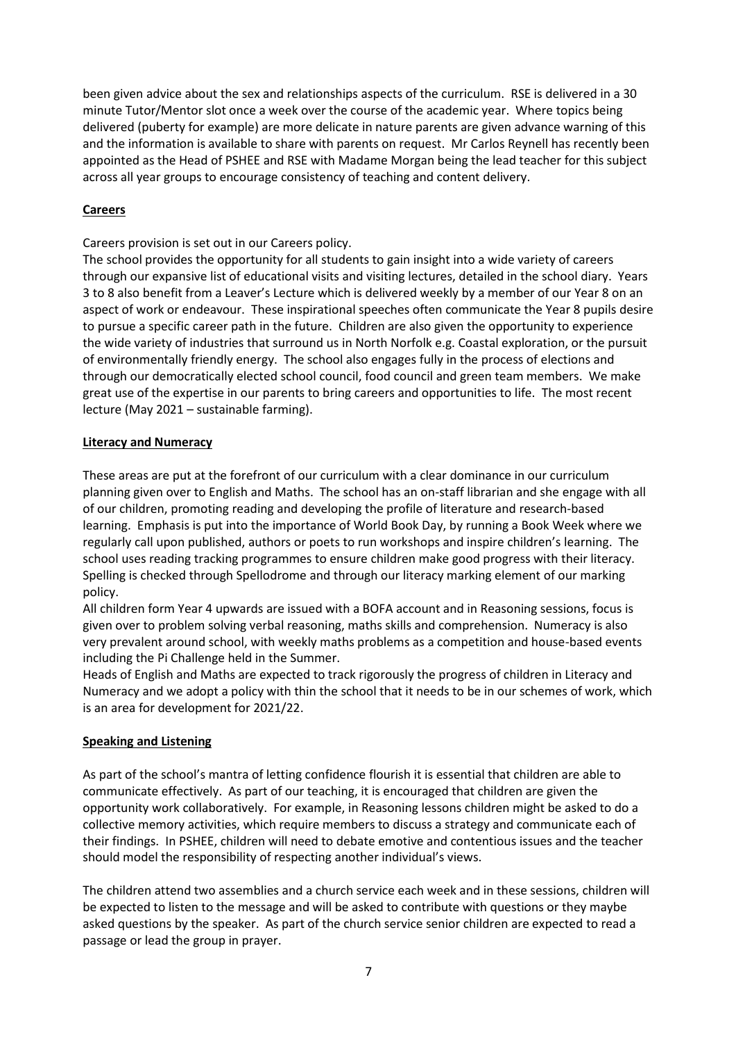been given advice about the sex and relationships aspects of the curriculum. RSE is delivered in a 30 minute Tutor/Mentor slot once a week over the course of the academic year. Where topics being delivered (puberty for example) are more delicate in nature parents are given advance warning of this and the information is available to share with parents on request. Mr Carlos Reynell has recently been appointed as the Head of PSHEE and RSE with Madame Morgan being the lead teacher for this subject across all year groups to encourage consistency of teaching and content delivery.

**Careers**

Careers provision is set out in our Careers policy.

The school provides the opportunity for all students to gain insight into a wide variety of careers through our expansive list of educational visits and visiting lectures, detailed in the school diary. Years 3 to 8 also benefit from a Leaver's Lecture which is delivered weekly by a member of our Year 8 on an aspect of work or endeavour. These inspirational speeches often communicate the Year 8 pupils desire to pursue a specific career path in the future. Children are also given the opportunity to experience the wide variety of industries that surround us in North Norfolk e.g. Coastal exploration, or the pursuit of environmentally friendly energy. The school also engages fully in the process of elections and through our democratically elected school council, food council and green team members. We make great use of the expertise in our parents to bring careers and opportunities to life. The most recent lecture (May 2021 – sustainable farming).

**Literacy and Numeracy**

These areas are put at the forefront of our curriculum with a clear dominance in our curriculum planning given over to English and Maths. The school has an on-staff librarian and she engage with all of our children, promoting reading and developing the profile of literature and research-based learning. Emphasis is put into the importance of World Book Day, by running a Book Week where we regularly call upon published, authors or poets to run workshops and inspire children's learning. The school uses reading tracking programmes to ensure children make good progress with their literacy. Spelling is checked through Spellodrome and through our literacy marking element of our marking policy.

All children form Year 4 upwards are issued with a BOFA account and in Reasoning sessions, focus is given over to problem solving verbal reasoning, maths skills and comprehension. Numeracy is also very prevalent around school, with weekly maths problems as a competition and house-based events including the Pi Challenge held in the Summer.

Heads of English and Maths are expected to track rigorously the progress of children in Literacy and Numeracy and we adopt a policy with thin the school that it needs to be in our schemes of work, which is an area for development for 2021/22.

**Speaking and Listening**

As part of the school's mantra of letting confidence flourish it is essential that children are able to communicate effectively. As part of our teaching, it is encouraged that children are given the opportunity work collaboratively. For example, in Reasoning lessons children might be asked to do a collective memory activities, which require members to discuss a strategy and communicate each of their findings. In PSHEE, children will need to debate emotive and contentious issues and the teacher should model the responsibility of respecting another individual's views.

The children attend two assemblies and a church service each week and in these sessions, children will be expected to listen to the message and will be asked to contribute with questions or they maybe asked questions by the speaker. As part of the church service senior children are expected to read a passage or lead the group in prayer.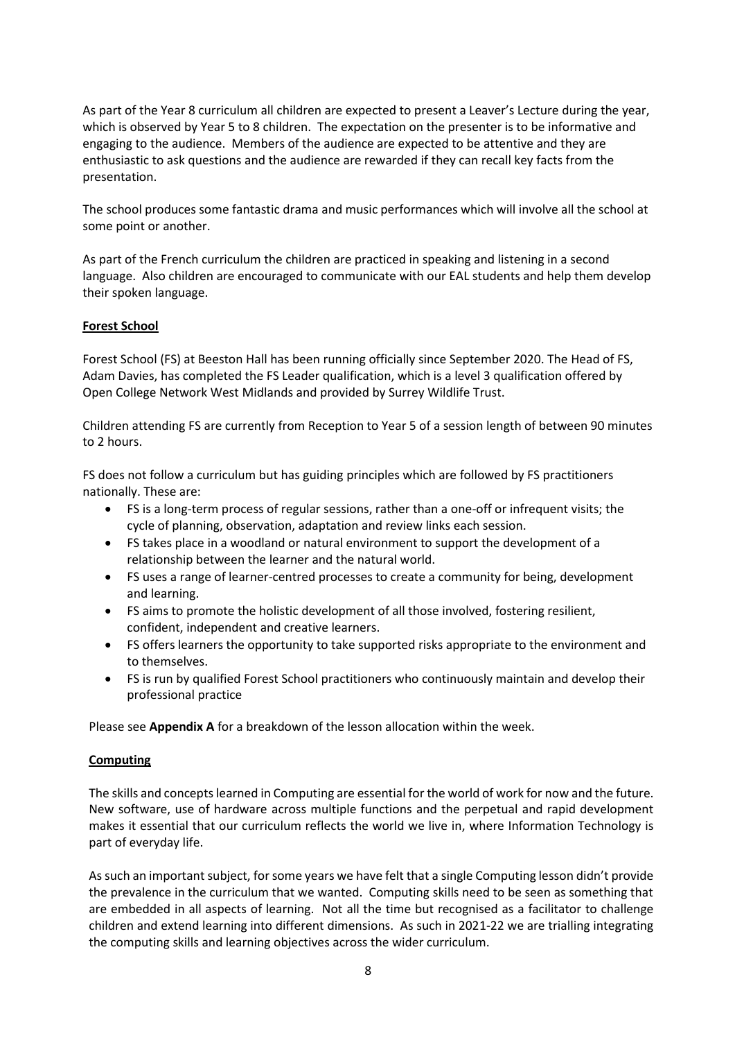As part of the Year 8 curriculum all children are expected to present a Leaver's Lecture during the year, which is observed by Year 5 to 8 children. The expectation on the presenter is to be informative and engaging to the audience. Members of the audience are expected to be attentive and they are enthusiastic to ask questions and the audience are rewarded if they can recall key facts from the presentation.

The school produces some fantastic drama and music performances which will involve all the school at some point or another.

As part of the French curriculum the children are practiced in speaking and listening in a second language. Also children are encouraged to communicate with our EAL students and help them develop their spoken language.

**Forest School**

Forest School (FS) at Beeston Hall has been running officially since September 2020. The Head of FS, Adam Davies, has completed the FS Leader qualification, which is a level 3 qualification offered by Open College Network West Midlands and provided by Surrey Wildlife Trust.

Children attending FS are currently from Reception to Year 5 of a session length of between 90 minutes to 2 hours.

FS does not follow a curriculum but has guiding principles which are followed by FS practitioners nationally. These are:

- FS is a long-term process of regular sessions, rather than a one-off or infrequent visits; the cycle of planning, observation, adaptation and review links each session.
- FS takes place in a woodland or natural environment to support the development of a relationship between the learner and the natural world.
- FS uses a range of learner-centred processes to create a community for being, development and learning.
- FS aims to promote the holistic development of all those involved, fostering resilient, confident, independent and creative learners.
- FS offers learners the opportunity to take supported risks appropriate to the environment and to themselves.
- FS is run by qualified Forest School practitioners who continuously maintain and develop their professional practice

Please see **Appendix A** for a breakdown of the lesson allocation within the week.

**Computing**

The skills and concepts learned in Computing are essential for the world of work for now and the future. New software, use of hardware across multiple functions and the perpetual and rapid development makes it essential that our curriculum reflects the world we live in, where Information Technology is part of everyday life.

As such an important subject, for some years we have felt that a single Computing lesson didn't provide the prevalence in the curriculum that we wanted. Computing skills need to be seen as something that are embedded in all aspects of learning. Not all the time but recognised as a facilitator to challenge children and extend learning into different dimensions. As such in 2021-22 we are trialling integrating the computing skills and learning objectives across the wider curriculum.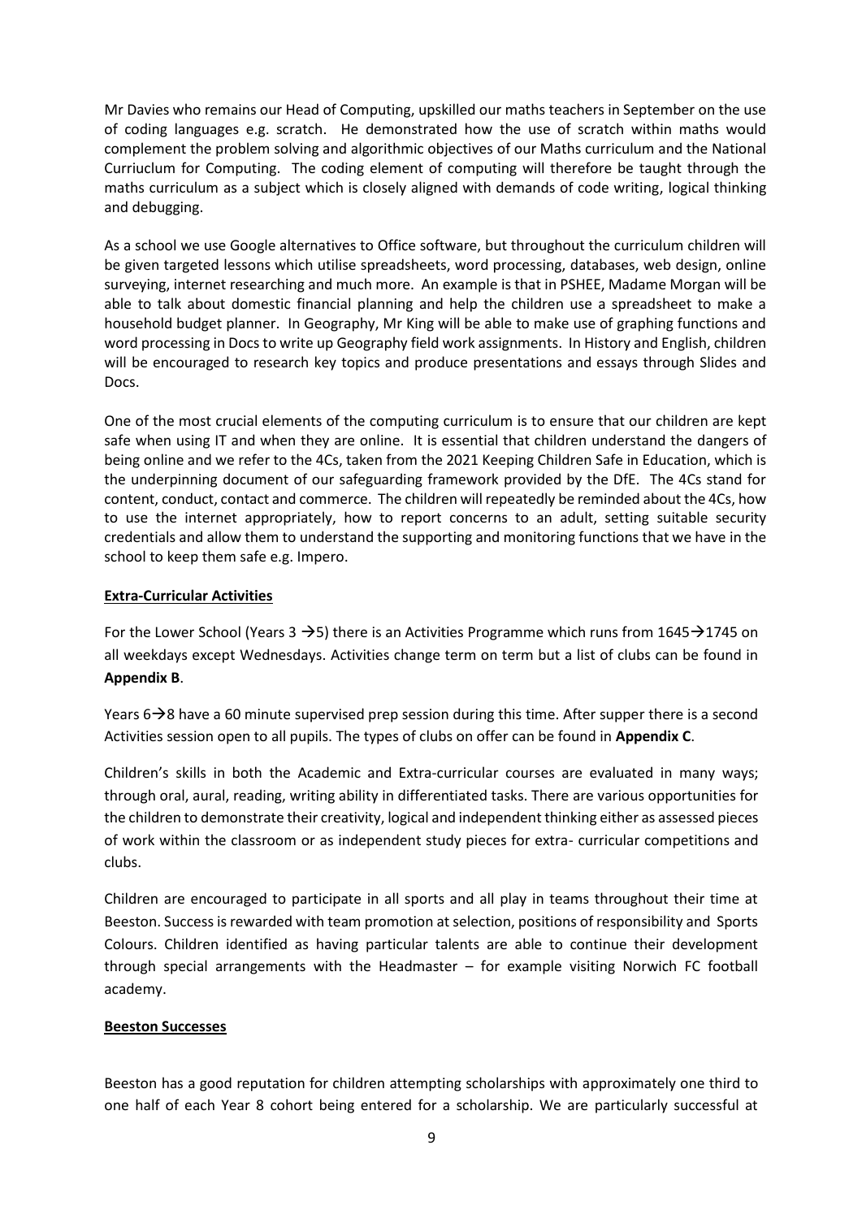Mr Davies who remains our Head of Computing, upskilled our maths teachers in September on the use of coding languages e.g. scratch. He demonstrated how the use of scratch within maths would complement the problem solving and algorithmic objectives of our Maths curriculum and the National Curriuclum for Computing. The coding element of computing will therefore be taught through the maths curriculum as a subject which is closely aligned with demands of code writing, logical thinking and debugging.

As a school we use Google alternatives to Office software, but throughout the curriculum children will be given targeted lessons which utilise spreadsheets, word processing, databases, web design, online surveying, internet researching and much more. An example is that in PSHEE, Madame Morgan will be able to talk about domestic financial planning and help the children use a spreadsheet to make a household budget planner. In Geography, Mr King will be able to make use of graphing functions and word processing in Docs to write up Geography field work assignments. In History and English, children will be encouraged to research key topics and produce presentations and essays through Slides and Docs.

One of the most crucial elements of the computing curriculum is to ensure that our children are kept safe when using IT and when they are online. It is essential that children understand the dangers of being online and we refer to the 4Cs, taken from the 2021 Keeping Children Safe in Education, which is the underpinning document of our safeguarding framework provided by the DfE. The 4Cs stand for content, conduct, contact and commerce. The children will repeatedly be reminded about the 4Cs, how to use the internet appropriately, how to report concerns to an adult, setting suitable security credentials and allow them to understand the supporting and monitoring functions that we have in the school to keep them safe e.g. Impero.

**Extra-Curricular Activities**

For the Lower School (Years 3 →5) there is an Activities Programme which runs from 1645→1745 on all weekdays except Wednesdays. Activities change term on term but a list of clubs can be found in **Appendix B**.

Years 6→8 have a 60 minute supervised prep session during this time. After supper there is a second Activities session open to all pupils. The types of clubs on offer can be found in **Appendix C**.

Children's skills in both the Academic and Extra-curricular courses are evaluated in many ways; through oral, aural, reading, writing ability in differentiated tasks. There are various opportunities for the children to demonstrate their creativity, logical and independent thinking either as assessed pieces of work within the classroom or as independent study pieces for extra- curricular competitions and clubs.

Children are encouraged to participate in all sports and all play in teams throughout their time at Beeston. Success is rewarded with team promotion at selection, positions of responsibility and Sports Colours. Children identified as having particular talents are able to continue their development through special arrangements with the Headmaster – for example visiting Norwich FC football academy.

**Beeston Successes**

Beeston has a good reputation for children attempting scholarships with approximately one third to one half of each Year 8 cohort being entered for a scholarship. We are particularly successful at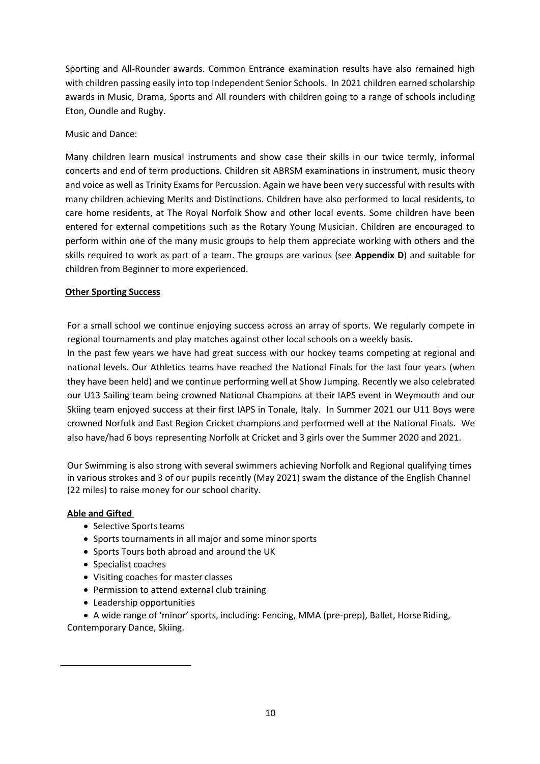Sporting and All-Rounder awards. Common Entrance examination results have also remained high with children passing easily into top Independent Senior Schools. In 2021 children earned scholarship awards in Music, Drama, Sports and All rounders with children going to a range of schools including Eton, Oundle and Rugby.

Music and Dance:

Many children learn musical instruments and show case their skills in our twice termly, informal concerts and end of term productions. Children sit ABRSM examinations in instrument, music theory and voice as well as Trinity Exams for Percussion. Again we have been very successful with results with many children achieving Merits and Distinctions. Children have also performed to local residents, to care home residents, at The Royal Norfolk Show and other local events. Some children have been entered for external competitions such as the Rotary Young Musician. Children are encouraged to perform within one of the many music groups to help them appreciate working with others and the skills required to work as part of a team. The groups are various (see **Appendix D**) and suitable for children from Beginner to more experienced.

**Other Sporting Success**

For a small school we continue enjoying success across an array of sports. We regularly compete in regional tournaments and play matches against other local schools on a weekly basis.
In the past few years we have had great success with our hockey teams competing at regional and national levels. Our Athletics teams have reached the National Finals for the last four years (when they have been held) and we continue performing well at Show Jumping. Recently we also celebrated our U13 Sailing team being crowned National Champions at their IAPS event in Weymouth and our Skiing team enjoyed success at their first IAPS in Tonale, Italy. In Summer 2021 our U11 Boys were crowned Norfolk and East Region Cricket champions and performed well at the National Finals. We also have/had 6 boys representing Norfolk at Cricket and 3 girls over the Summer 2020 and 2021.

Our Swimming is also strong with several swimmers achieving Norfolk and Regional qualifying times in various strokes and 3 of our pupils recently (May 2021) swam the distance of the English Channel (22 miles) to raise money for our school charity.

**Able and Gifted**

- Selective Sports teams
- Sports tournaments in all major and some minor sports
- Sports Tours both abroad and around the UK
- Specialist coaches
- Visiting coaches for master classes
- Permission to attend external club training
- Leadership opportunities
- A wide range of 'minor' sports, including: Fencing, MMA (pre-prep), Ballet, Horse Riding, Contemporary Dance, Skiing.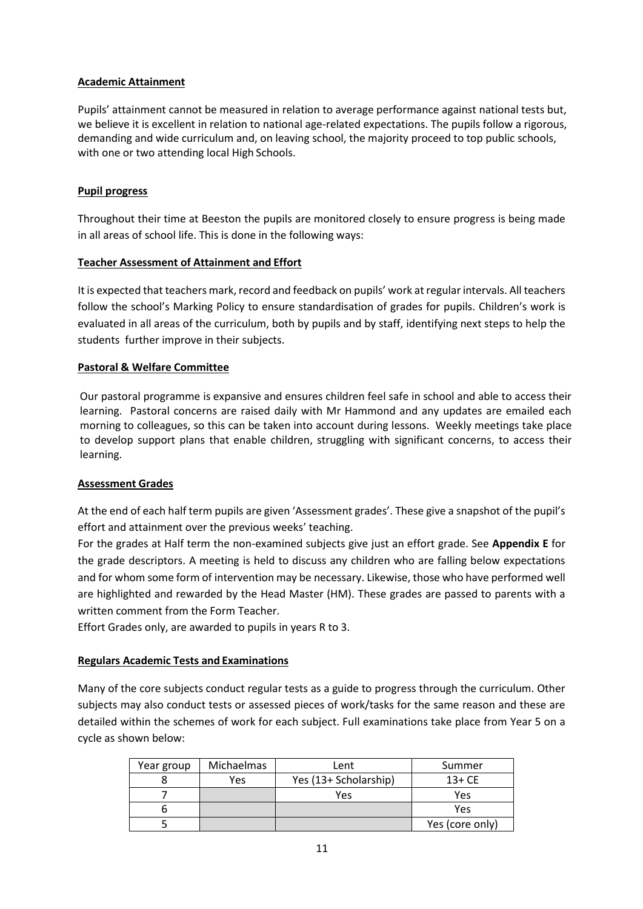**Academic Attainment**

Pupils' attainment cannot be measured in relation to average performance against national tests but, we believe it is excellent in relation to national age-related expectations. The pupils follow a rigorous, demanding and wide curriculum and, on leaving school, the majority proceed to top public schools, with one or two attending local High Schools.

**Pupil progress**

Throughout their time at Beeston the pupils are monitored closely to ensure progress is being made in all areas of school life. This is done in the following ways:

**Teacher Assessment of Attainment and Effort**

It is expected that teachers mark, record and feedback on pupils' work at regular intervals. All teachers follow the school's Marking Policy to ensure standardisation of grades for pupils. Children's work is evaluated in all areas of the curriculum, both by pupils and by staff, identifying next steps to help the students further improve in their subjects.

**Pastoral & Welfare Committee**

Our pastoral programme is expansive and ensures children feel safe in school and able to access their learning. Pastoral concerns are raised daily with Mr Hammond and any updates are emailed each morning to colleagues, so this can be taken into account during lessons. Weekly meetings take place to develop support plans that enable children, struggling with significant concerns, to access their learning.

**Assessment Grades**

At the end of each half term pupils are given 'Assessment grades'. These give a snapshot of the pupil's effort and attainment over the previous weeks' teaching.

For the grades at Half term the non-examined subjects give just an effort grade. See **Appendix E** for the grade descriptors. A meeting is held to discuss any children who are falling below expectations and for whom some form of intervention may be necessary. Likewise, those who have performed well are highlighted and rewarded by the Head Master (HM). These grades are passed to parents with a written comment from the Form Teacher.

Effort Grades only, are awarded to pupils in years R to 3.

**Regulars Academic Tests and Examinations**

Many of the core subjects conduct regular tests as a guide to progress through the curriculum. Other subjects may also conduct tests or assessed pieces of work/tasks for the same reason and these are detailed within the schemes of work for each subject. Full examinations take place from Year 5 on a cycle as shown below:

| Year group | Michaelmas | Lent | Summer |
|---|---|---|---|
| 8 | Yes | Yes (13+ Scholarship) | 13+ CE |
| 7 | | Yes | Yes |
| 6 | | | Yes |
| 5 | | | Yes (core only) |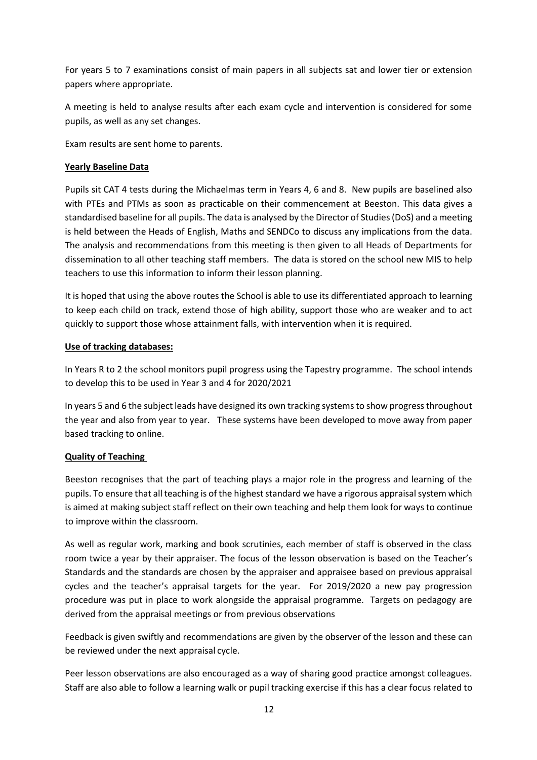For years 5 to 7 examinations consist of main papers in all subjects sat and lower tier or extension papers where appropriate.

A meeting is held to analyse results after each exam cycle and intervention is considered for some pupils, as well as any set changes.

Exam results are sent home to parents.

**Yearly Baseline Data**

Pupils sit CAT 4 tests during the Michaelmas term in Years 4, 6 and 8. New pupils are baselined also with PTEs and PTMs as soon as practicable on their commencement at Beeston. This data gives a standardised baseline for all pupils. The data is analysed by the Director of Studies (DoS) and a meeting is held between the Heads of English, Maths and SENDCo to discuss any implications from the data. The analysis and recommendations from this meeting is then given to all Heads of Departments for dissemination to all other teaching staff members. The data is stored on the school new MIS to help teachers to use this information to inform their lesson planning.

It is hoped that using the above routes the School is able to use its differentiated approach to learning to keep each child on track, extend those of high ability, support those who are weaker and to act quickly to support those whose attainment falls, with intervention when it is required.

**Use of tracking databases:**

In Years R to 2 the school monitors pupil progress using the Tapestry programme. The school intends to develop this to be used in Year 3 and 4 for 2020/2021

In years 5 and 6 the subject leads have designed its own tracking systems to show progress throughout the year and also from year to year. These systems have been developed to move away from paper based tracking to online.

**Quality of Teaching**

Beeston recognises that the part of teaching plays a major role in the progress and learning of the pupils. To ensure that all teaching is of the highest standard we have a rigorous appraisal system which is aimed at making subject staff reflect on their own teaching and help them look for ways to continue to improve within the classroom.

As well as regular work, marking and book scrutinies, each member of staff is observed in the class room twice a year by their appraiser. The focus of the lesson observation is based on the Teacher's Standards and the standards are chosen by the appraiser and appraisee based on previous appraisal cycles and the teacher's appraisal targets for the year. For 2019/2020 a new pay progression procedure was put in place to work alongside the appraisal programme. Targets on pedagogy are derived from the appraisal meetings or from previous observations

Feedback is given swiftly and recommendations are given by the observer of the lesson and these can be reviewed under the next appraisal cycle.

Peer lesson observations are also encouraged as a way of sharing good practice amongst colleagues. Staff are also able to follow a learning walk or pupil tracking exercise if this has a clear focus related to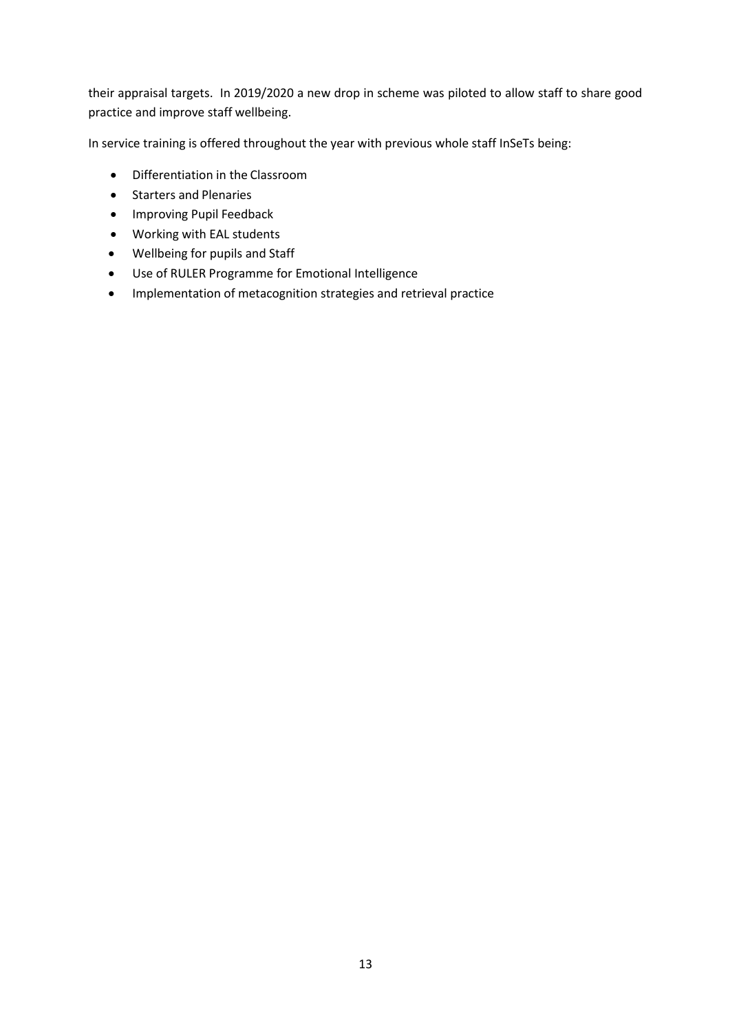their appraisal targets. In 2019/2020 a new drop in scheme was piloted to allow staff to share good practice and improve staff wellbeing.

In service training is offered throughout the year with previous whole staff InSeTs being:

- Differentiation in the Classroom
- Starters and Plenaries
- Improving Pupil Feedback
- Working with EAL students
- Wellbeing for pupils and Staff
- Use of RULER Programme for Emotional Intelligence
- Implementation of metacognition strategies and retrieval practice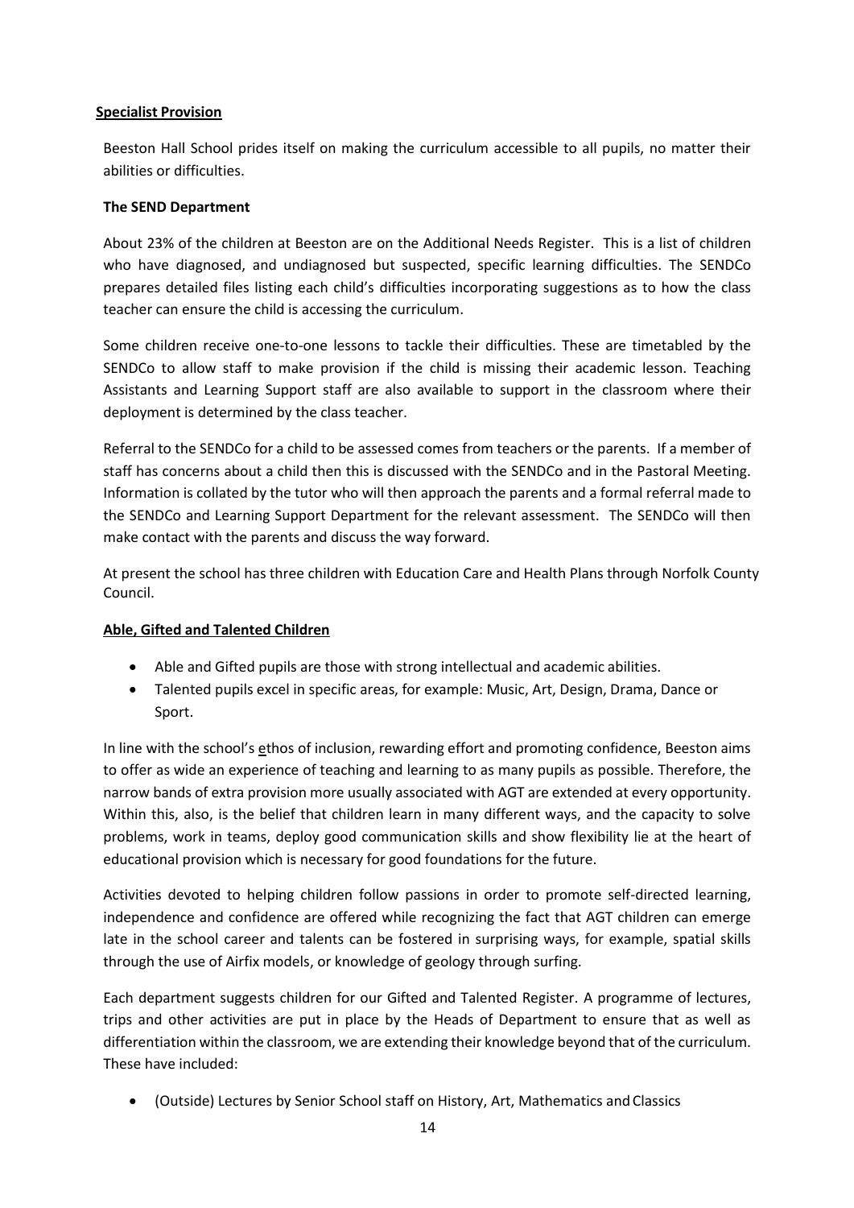## Specialist Provision

Beeston Hall School prides itself on making the curriculum accessible to all pupils, no matter their abilities or difficulties.

### The SEND Department

About 23% of the children at Beeston are on the Additional Needs Register. This is a list of children who have diagnosed, and undiagnosed but suspected, specific learning difficulties. The SENDCo prepares detailed files listing each child's difficulties incorporating suggestions as to how the class teacher can ensure the child is accessing the curriculum.

Some children receive one-to-one lessons to tackle their difficulties. These are timetabled by the SENDCo to allow staff to make provision if the child is missing their academic lesson. Teaching Assistants and Learning Support staff are also available to support in the classroom where their deployment is determined by the class teacher.

Referral to the SENDCo for a child to be assessed comes from teachers or the parents. If a member of staff has concerns about a child then this is discussed with the SENDCo and in the Pastoral Meeting. Information is collated by the tutor who will then approach the parents and a formal referral made to the SENDCo and Learning Support Department for the relevant assessment. The SENDCo will then make contact with the parents and discuss the way forward.

At present the school has three children with Education Care and Health Plans through Norfolk County Council.

## Able, Gifted and Talented Children

- Able and Gifted pupils are those with strong intellectual and academic abilities.
- Talented pupils excel in specific areas, for example: Music, Art, Design, Drama, Dance or Sport.

In line with the school's ethos of inclusion, rewarding effort and promoting confidence, Beeston aims to offer as wide an experience of teaching and learning to as many pupils as possible. Therefore, the narrow bands of extra provision more usually associated with AGT are extended at every opportunity. Within this, also, is the belief that children learn in many different ways, and the capacity to solve problems, work in teams, deploy good communication skills and show flexibility lie at the heart of educational provision which is necessary for good foundations for the future.

Activities devoted to helping children follow passions in order to promote self-directed learning, independence and confidence are offered while recognizing the fact that AGT children can emerge late in the school career and talents can be fostered in surprising ways, for example, spatial skills through the use of Airfix models, or knowledge of geology through surfing.

Each department suggests children for our Gifted and Talented Register. A programme of lectures, trips and other activities are put in place by the Heads of Department to ensure that as well as differentiation within the classroom, we are extending their knowledge beyond that of the curriculum. These have included:

- (Outside) Lectures by Senior School staff on History, Art, Mathematics and Classics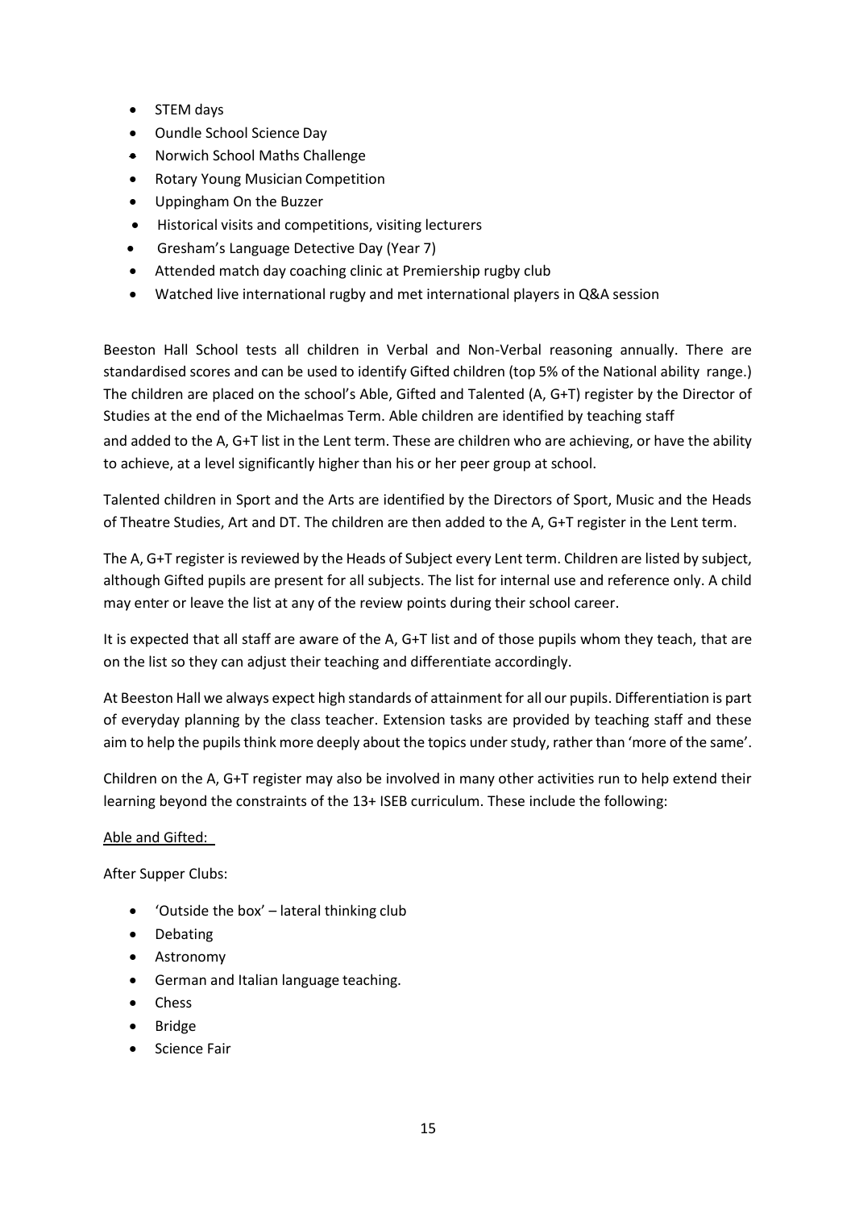- STEM days
- Oundle School Science Day
- Norwich School Maths Challenge
- Rotary Young Musician Competition
- Uppingham On the Buzzer
- Historical visits and competitions, visiting lecturers
- Gresham's Language Detective Day (Year 7)
- Attended match day coaching clinic at Premiership rugby club
- Watched live international rugby and met international players in Q&A session

Beeston Hall School tests all children in Verbal and Non-Verbal reasoning annually. There are standardised scores and can be used to identify Gifted children (top 5% of the National ability range.) The children are placed on the school's Able, Gifted and Talented (A, G+T) register by the Director of Studies at the end of the Michaelmas Term. Able children are identified by teaching staff and added to the A, G+T list in the Lent term. These are children who are achieving, or have the ability to achieve, at a level significantly higher than his or her peer group at school.

Talented children in Sport and the Arts are identified by the Directors of Sport, Music and the Heads of Theatre Studies, Art and DT. The children are then added to the A, G+T register in the Lent term.

The A, G+T register is reviewed by the Heads of Subject every Lent term. Children are listed by subject, although Gifted pupils are present for all subjects. The list for internal use and reference only. A child may enter or leave the list at any of the review points during their school career.

It is expected that all staff are aware of the A, G+T list and of those pupils whom they teach, that are on the list so they can adjust their teaching and differentiate accordingly.

At Beeston Hall we always expect high standards of attainment for all our pupils. Differentiation is part of everyday planning by the class teacher. Extension tasks are provided by teaching staff and these aim to help the pupils think more deeply about the topics under study, rather than 'more of the same'.

Children on the A, G+T register may also be involved in many other activities run to help extend their learning beyond the constraints of the 13+ ISEB curriculum. These include the following:

<u>Able and Gifted:</u>

After Supper Clubs:

- 'Outside the box' – lateral thinking club
- Debating
- Astronomy
- German and Italian language teaching.
- Chess
- Bridge
- Science Fair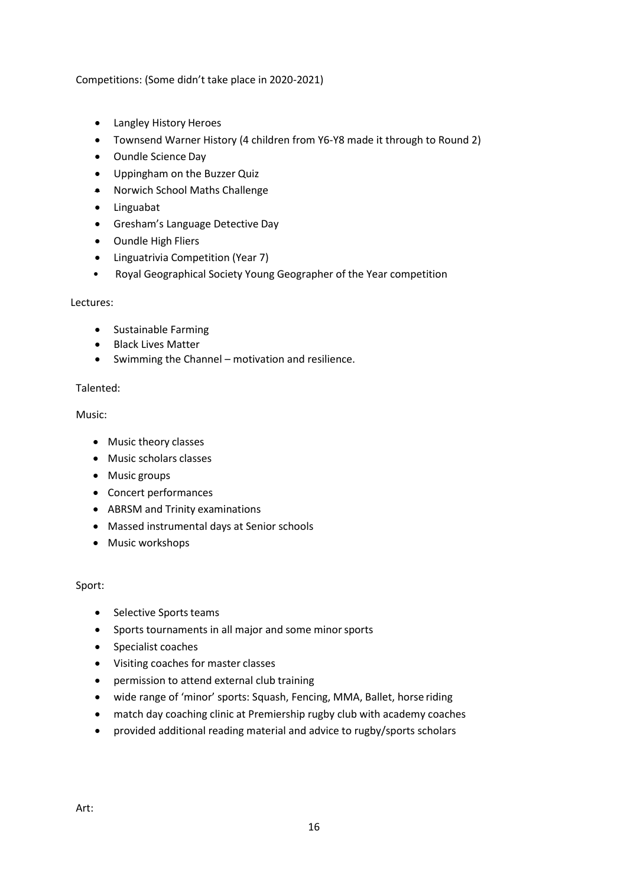Competitions: (Some didn't take place in 2020-2021)

- Langley History Heroes
- Townsend Warner History (4 children from Y6-Y8 made it through to Round 2)
- Oundle Science Day
- Uppingham on the Buzzer Quiz
- Norwich School Maths Challenge
- Linguabat
- Gresham's Language Detective Day
- Oundle High Fliers
- Linguatrivia Competition (Year 7)
- Royal Geographical Society Young Geographer of the Year competition

Lectures:

- Sustainable Farming
- Black Lives Matter
- Swimming the Channel – motivation and resilience.

Talented:

Music:

- Music theory classes
- Music scholars classes
- Music groups
- Concert performances
- ABRSM and Trinity examinations
- Massed instrumental days at Senior schools
- Music workshops

Sport:

- Selective Sports teams
- Sports tournaments in all major and some minor sports
- Specialist coaches
- Visiting coaches for master classes
- permission to attend external club training
- wide range of 'minor' sports: Squash, Fencing, MMA, Ballet, horse riding
- match day coaching clinic at Premiership rugby club with academy coaches
- provided additional reading material and advice to rugby/sports scholars

Art: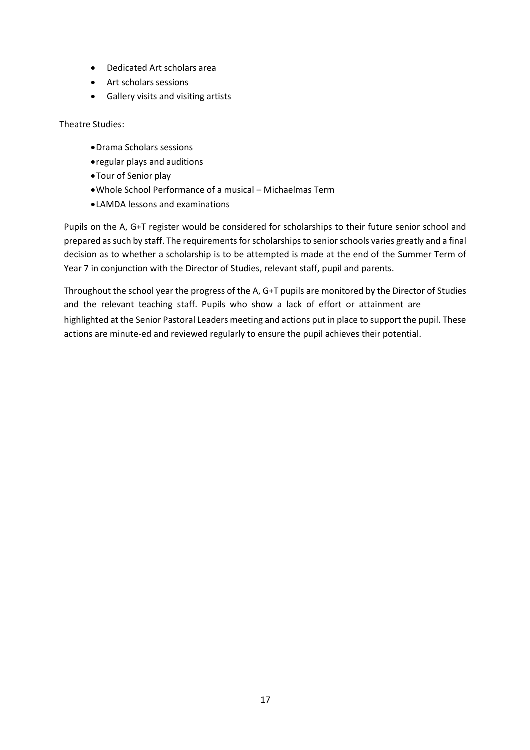- Dedicated Art scholars area
- Art scholars sessions
- Gallery visits and visiting artists

Theatre Studies:

- Drama Scholars sessions
- regular plays and auditions
- Tour of Senior play
- Whole School Performance of a musical – Michaelmas Term
- LAMDA lessons and examinations

Pupils on the A, G+T register would be considered for scholarships to their future senior school and prepared as such by staff. The requirements for scholarships to senior schools varies greatly and a final decision as to whether a scholarship is to be attempted is made at the end of the Summer Term of Year 7 in conjunction with the Director of Studies, relevant staff, pupil and parents.

Throughout the school year the progress of the A, G+T pupils are monitored by the Director of Studies and the relevant teaching staff. Pupils who show a lack of effort or attainment are highlighted at the Senior Pastoral Leaders meeting and actions put in place to support the pupil. These actions are minute-ed and reviewed regularly to ensure the pupil achieves their potential.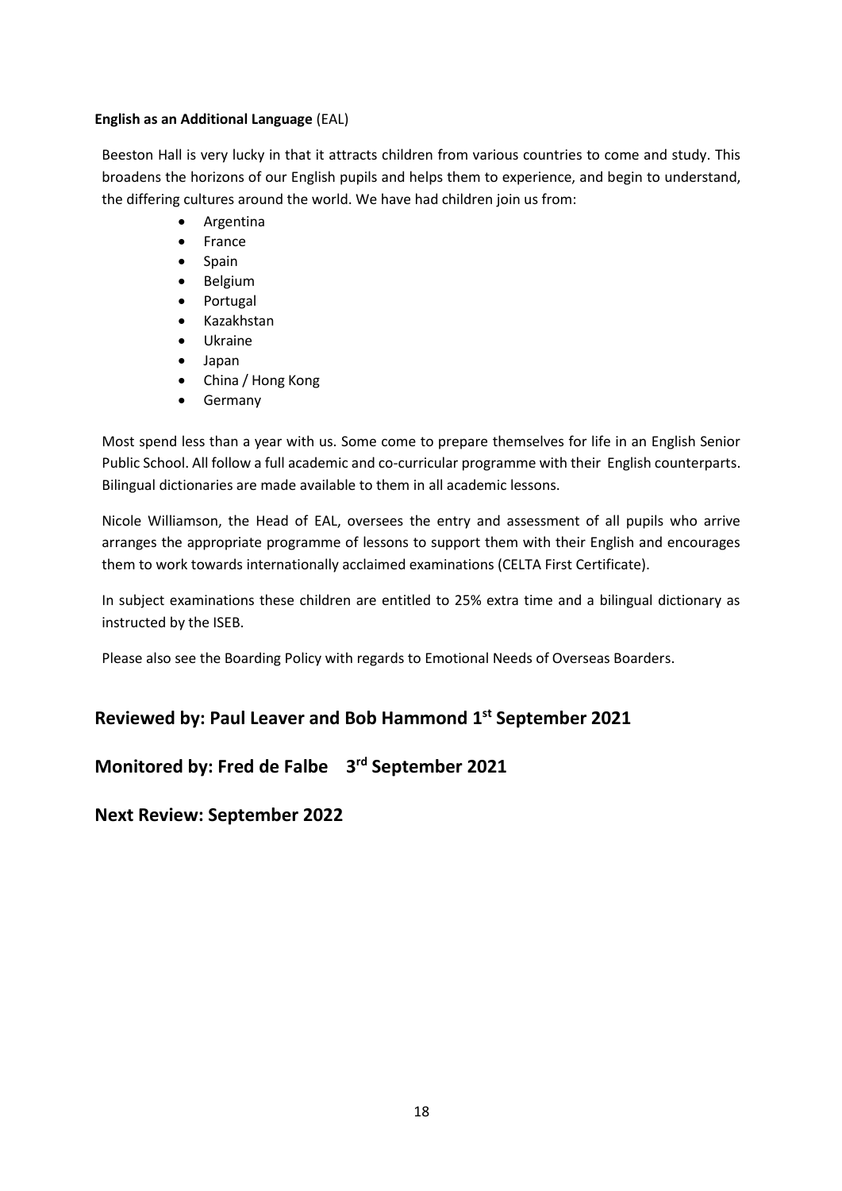**English as an Additional Language** (EAL)

Beeston Hall is very lucky in that it attracts children from various countries to come and study. This broadens the horizons of our English pupils and helps them to experience, and begin to understand, the differing cultures around the world. We have had children join us from:

- Argentina
- France
- Spain
- Belgium
- Portugal
- Kazakhstan
- Ukraine
- Japan
- China / Hong Kong
- Germany

Most spend less than a year with us. Some come to prepare themselves for life in an English Senior Public School. All follow a full academic and co-curricular programme with their English counterparts. Bilingual dictionaries are made available to them in all academic lessons.

Nicole Williamson, the Head of EAL, oversees the entry and assessment of all pupils who arrive arranges the appropriate programme of lessons to support them with their English and encourages them to work towards internationally acclaimed examinations (CELTA First Certificate).

In subject examinations these children are entitled to 25% extra time and a bilingual dictionary as instructed by the ISEB.

Please also see the Boarding Policy with regards to Emotional Needs of Overseas Boarders.

## Reviewed by: Paul Leaver and Bob Hammond 1st September 2021

## Monitored by: Fred de Falbe 3rd September 2021

## Next Review: September 2022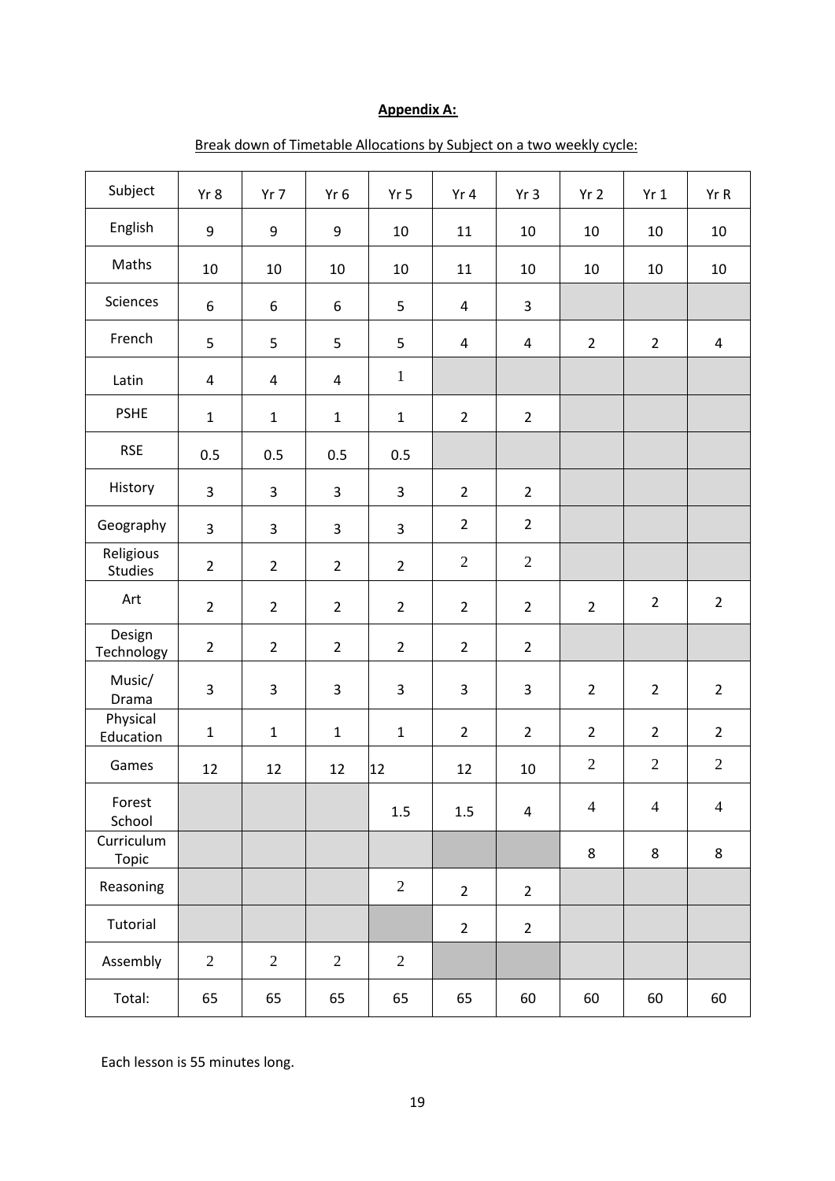**Appendix A:**

Break down of Timetable Allocations by Subject on a two weekly cycle:

| Subject | Yr 8 | Yr 7 | Yr 6 | Yr 5 | Yr 4 | Yr 3 | Yr 2 | Yr 1 | Yr R |
|---|---|---|---|---|---|---|---|---|---|
| English | 9 | 9 | 9 | 10 | 11 | 10 | 10 | 10 | 10 |
| Maths | 10 | 10 | 10 | 10 | 11 | 10 | 10 | 10 | 10 |
| Sciences | 6 | 6 | 6 | 5 | 4 | 3 | | | |
| French | 5 | 5 | 5 | 5 | 4 | 4 | 2 | 2 | 4 |
| Latin | 4 | 4 | 4 | 1 | | | | | |
| PSHE | 1 | 1 | 1 | 1 | 2 | 2 | | | |
| RSE | 0.5 | 0.5 | 0.5 | 0.5 | | | | | |
| History | 3 | 3 | 3 | 3 | 2 | 2 | | | |
| Geography | 3 | 3 | 3 | 3 | 2 | 2 | | | |
| Religious Studies | 2 | 2 | 2 | 2 | 2 | 2 | | | |
| Art | 2 | 2 | 2 | 2 | 2 | 2 | 2 | 2 | 2 |
| Design Technology | 2 | 2 | 2 | 2 | 2 | 2 | | | |
| Music/ Drama | 3 | 3 | 3 | 3 | 3 | 3 | 2 | 2 | 2 |
| Physical Education | 1 | 1 | 1 | 1 | 2 | 2 | 2 | 2 | 2 |
| Games | 12 | 12 | 12 | 12 | 12 | 10 | 2 | 2 | 2 |
| Forest School | | | | 1.5 | 1.5 | 4 | 4 | 4 | 4 |
| Curriculum Topic | | | | | | | 8 | 8 | 8 |
| Reasoning | | | | 2 | 2 | 2 | | | |
| Tutorial | | | | | 2 | 2 | | | |
| Assembly | 2 | 2 | 2 | 2 | | | | | |
| Total: | 65 | 65 | 65 | 65 | 65 | 60 | 60 | 60 | 60 |

Each lesson is 55 minutes long.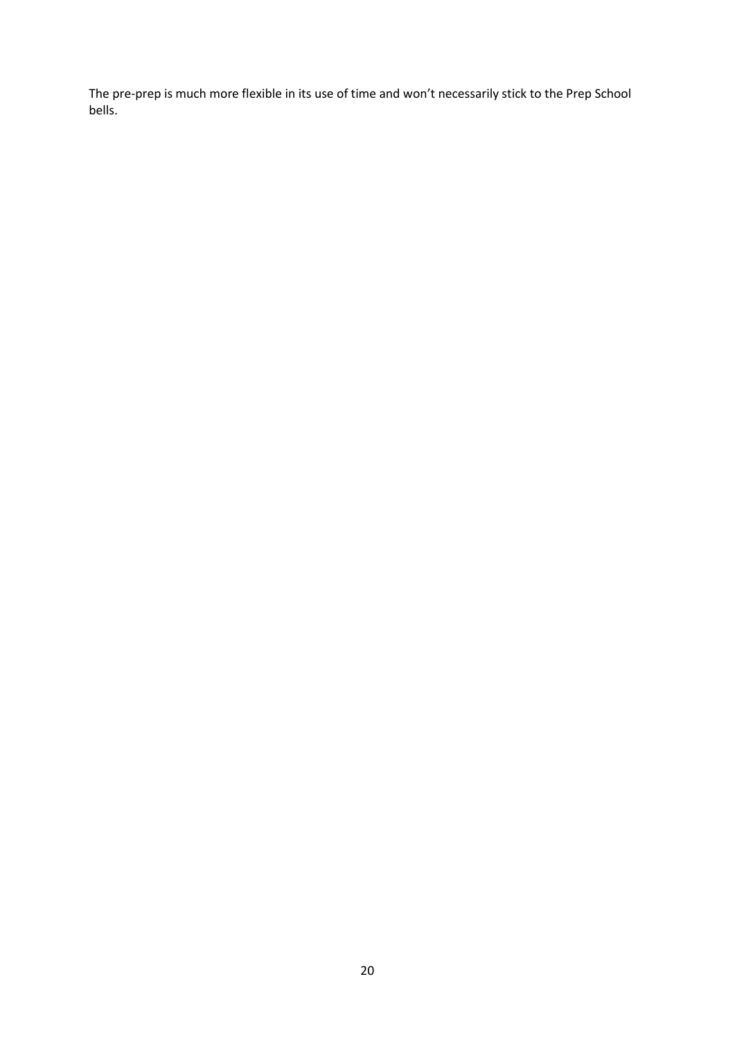The pre-prep is much more flexible in its use of time and won't necessarily stick to the Prep School bells.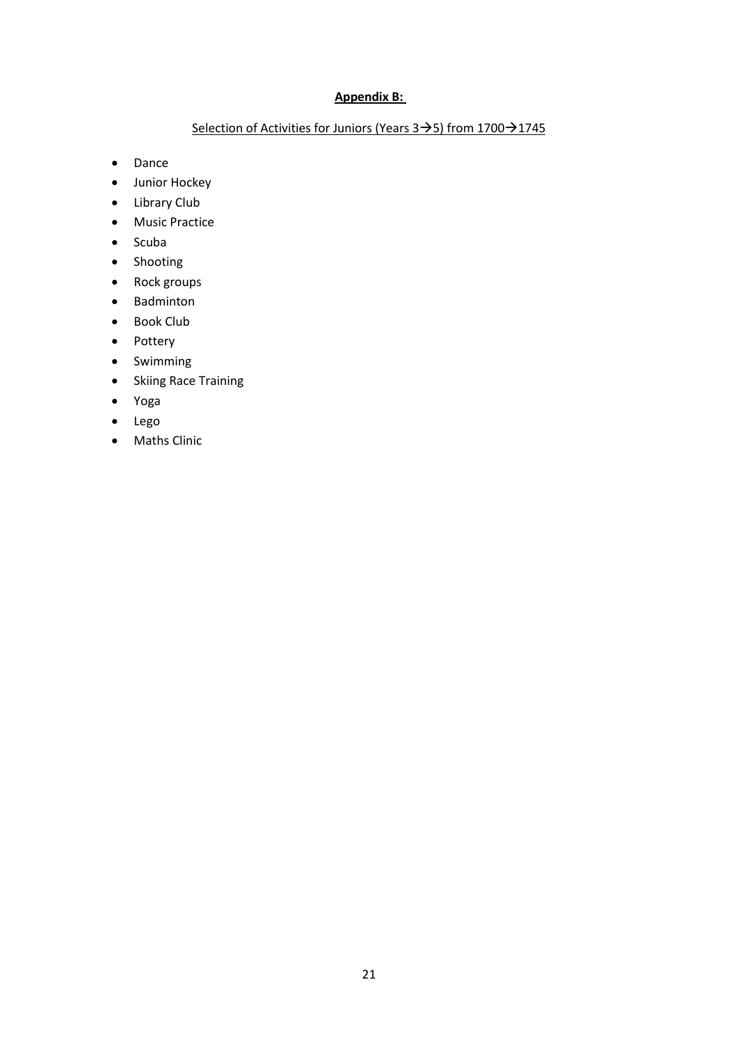## **Appendix B:**

Selection of Activities for Juniors (Years 3→5) from 1700→1745

- Dance
- Junior Hockey
- Library Club
- Music Practice
- Scuba
- Shooting
- Rock groups
- Badminton
- Book Club
- Pottery
- Swimming
- Skiing Race Training
- Yoga
- Lego
- Maths Clinic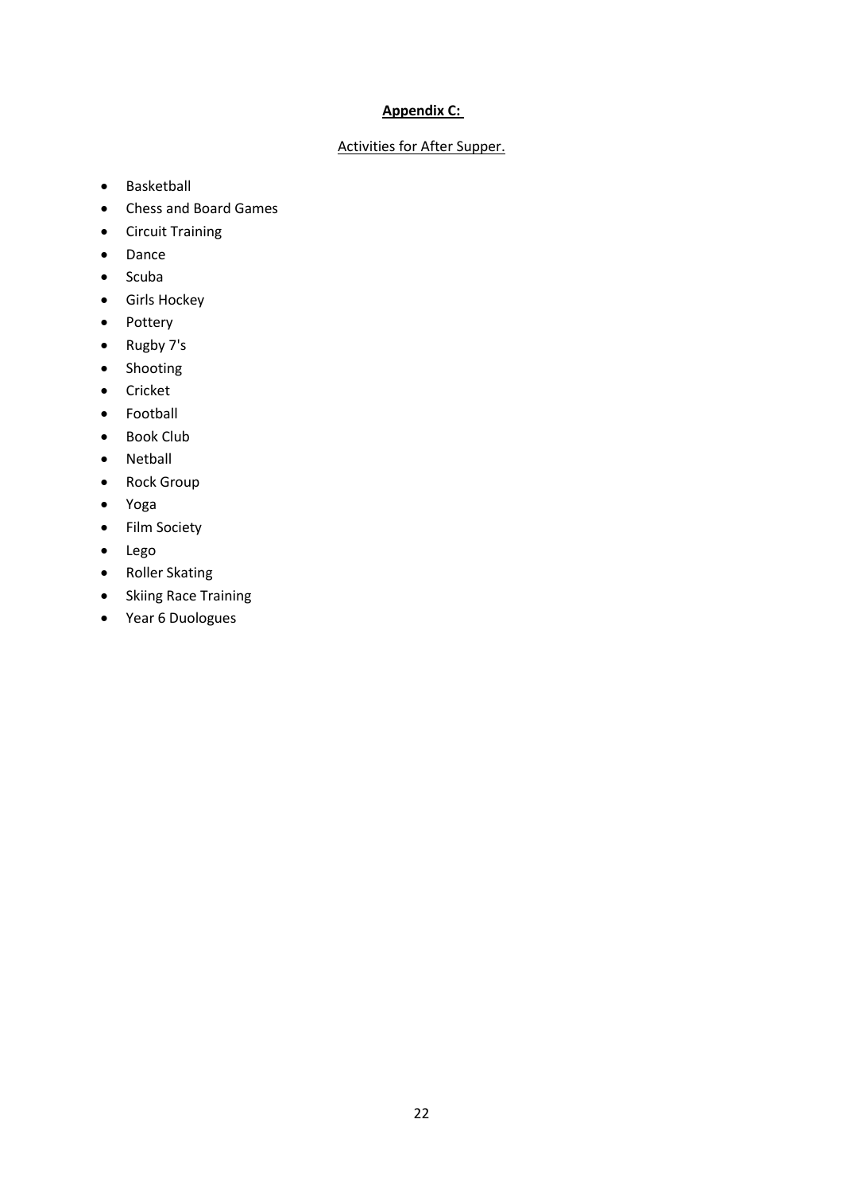## **Appendix C:**

Activities for After Supper.

- Basketball
- Chess and Board Games
- Circuit Training
- Dance
- Scuba
- Girls Hockey
- Pottery
- Rugby 7's
- Shooting
- Cricket
- Football
- Book Club
- Netball
- Rock Group
- Yoga
- Film Society
- Lego
- Roller Skating
- Skiing Race Training
- Year 6 Duologues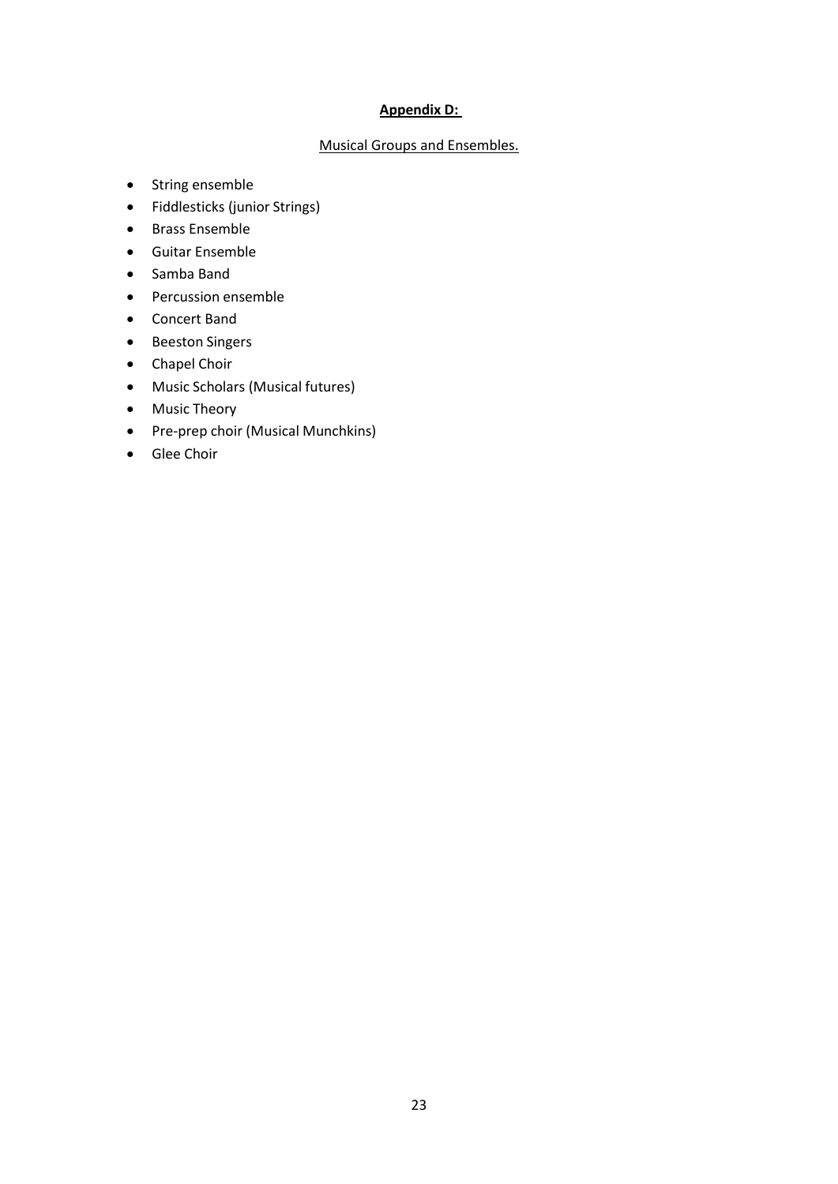## Appendix D:

Musical Groups and Ensembles.

- String ensemble
- Fiddlesticks (junior Strings)
- Brass Ensemble
- Guitar Ensemble
- Samba Band
- Percussion ensemble
- Concert Band
- Beeston Singers
- Chapel Choir
- Music Scholars (Musical futures)
- Music Theory
- Pre-prep choir (Musical Munchkins)
- Glee Choir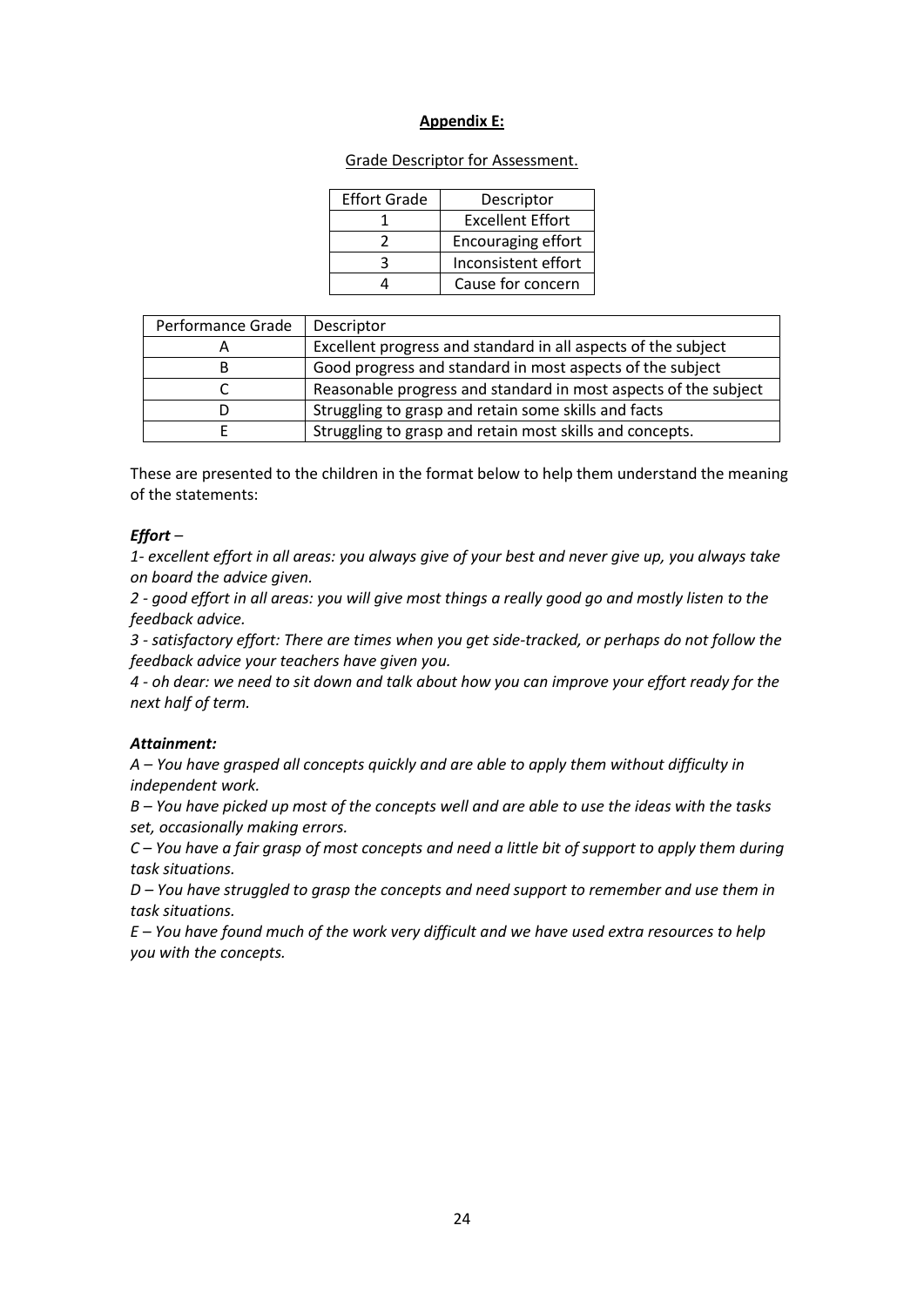**Appendix E:**

Grade Descriptor for Assessment.

| Effort Grade | Descriptor |
|---|---|
| 1 | Excellent Effort |
| 2 | Encouraging effort |
| 3 | Inconsistent effort |
| 4 | Cause for concern |

| Performance Grade | Descriptor |
|---|---|
| A | Excellent progress and standard in all aspects of the subject |
| B | Good progress and standard in most aspects of the subject |
| C | Reasonable progress and standard in most aspects of the subject |
| D | Struggling to grasp and retain some skills and facts |
| E | Struggling to grasp and retain most skills and concepts. |

These are presented to the children in the format below to help them understand the meaning of the statements:

***Effort*** –

*1- excellent effort in all areas: you always give of your best and never give up, you always take on board the advice given.*

*2 - good effort in all areas: you will give most things a really good go and mostly listen to the feedback advice.*

*3 - satisfactory effort: There are times when you get side-tracked, or perhaps do not follow the feedback advice your teachers have given you.*

*4 - oh dear: we need to sit down and talk about how you can improve your effort ready for the next half of term.*

***Attainment:***

*A – You have grasped all concepts quickly and are able to apply them without difficulty in independent work.*

*B – You have picked up most of the concepts well and are able to use the ideas with the tasks set, occasionally making errors.*

*C – You have a fair grasp of most concepts and need a little bit of support to apply them during task situations.*

*D – You have struggled to grasp the concepts and need support to remember and use them in task situations.*

*E – You have found much of the work very difficult and we have used extra resources to help you with the concepts.*